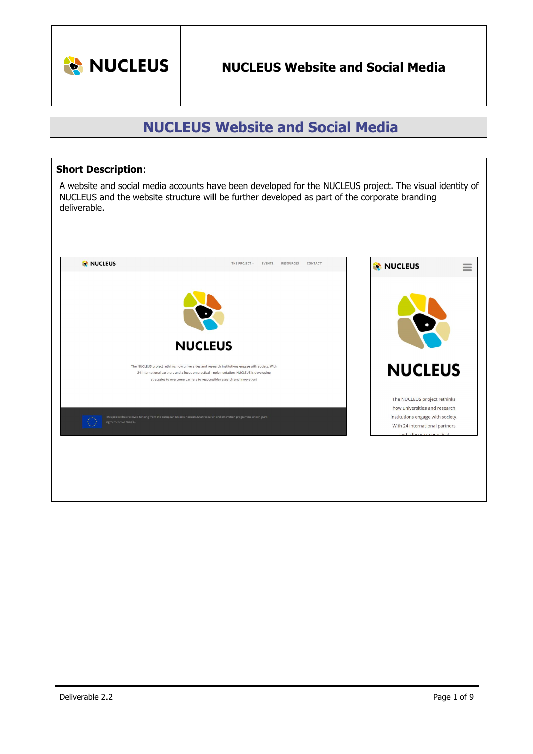# NUCLEUS Website and Social Media

**Short Description**:

A website and social media accounts have been developed for the NUCLEUS project. The visual identity of NUCLEUS and the website structure will be further developed as part of the corporate branding deliverable.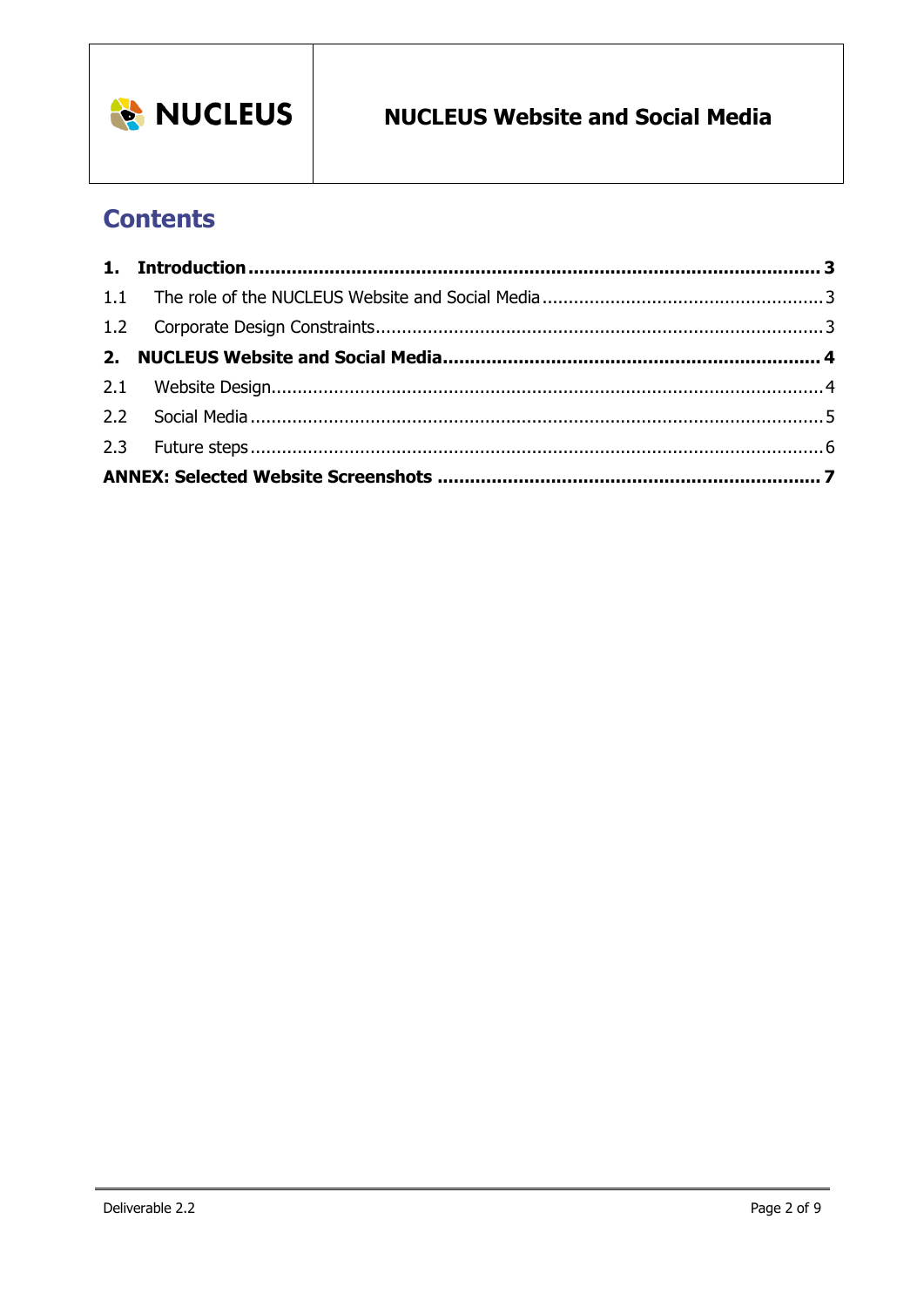# Contents

**1. Introduction** ........................................................................................................ **3**

1.1 The role of the NUCLEUS Website and Social Media ........................................................ 3

1.2 Corporate Design Constraints ........................................................................................ 3

**2. NUCLEUS Website and Social Media** .................................................................... **4**

2.1 Website Design ........................................................................................................... 4

2.2 Social Media ................................................................................................................ 5

2.3 Future steps ................................................................................................................ 6

**ANNEX: Selected Website Screenshots** ..................................................................... **7**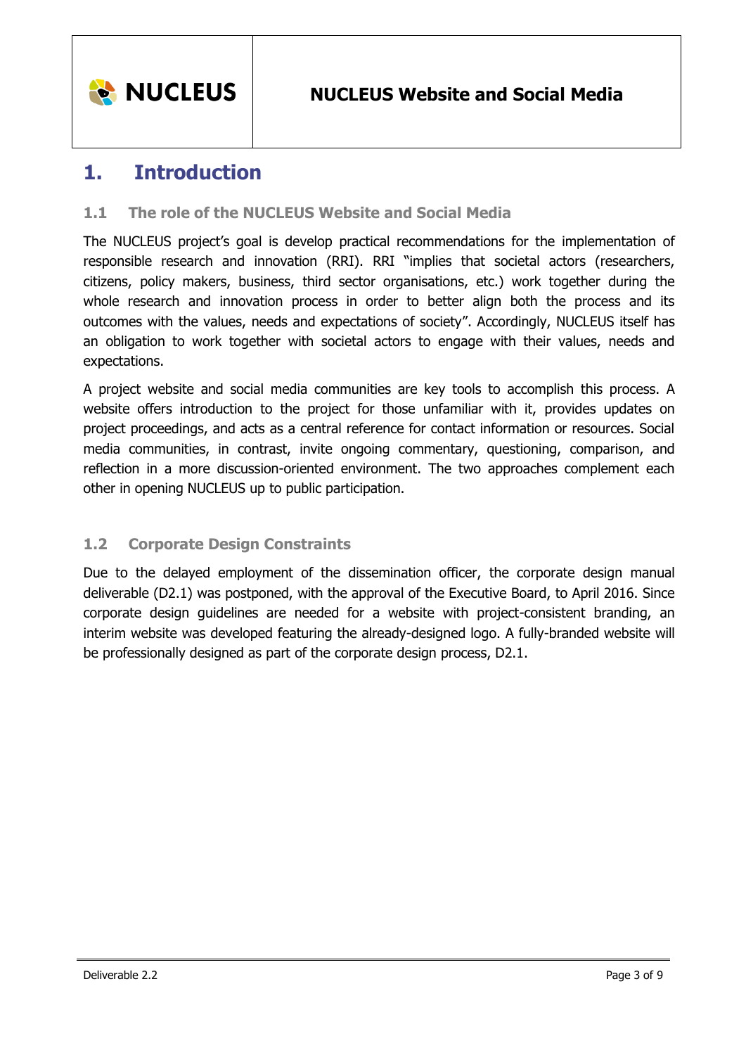# 1. Introduction

## 1.1 The role of the NUCLEUS Website and Social Media

The NUCLEUS project's goal is develop practical recommendations for the implementation of responsible research and innovation (RRI). RRI "implies that societal actors (researchers, citizens, policy makers, business, third sector organisations, etc.) work together during the whole research and innovation process in order to better align both the process and its outcomes with the values, needs and expectations of society". Accordingly, NUCLEUS itself has an obligation to work together with societal actors to engage with their values, needs and expectations.

A project website and social media communities are key tools to accomplish this process. A website offers introduction to the project for those unfamiliar with it, provides updates on project proceedings, and acts as a central reference for contact information or resources. Social media communities, in contrast, invite ongoing commentary, questioning, comparison, and reflection in a more discussion-oriented environment. The two approaches complement each other in opening NUCLEUS up to public participation.

## 1.2 Corporate Design Constraints

Due to the delayed employment of the dissemination officer, the corporate design manual deliverable (D2.1) was postponed, with the approval of the Executive Board, to April 2016. Since corporate design guidelines are needed for a website with project-consistent branding, an interim website was developed featuring the already-designed logo. A fully-branded website will be professionally designed as part of the corporate design process, D2.1.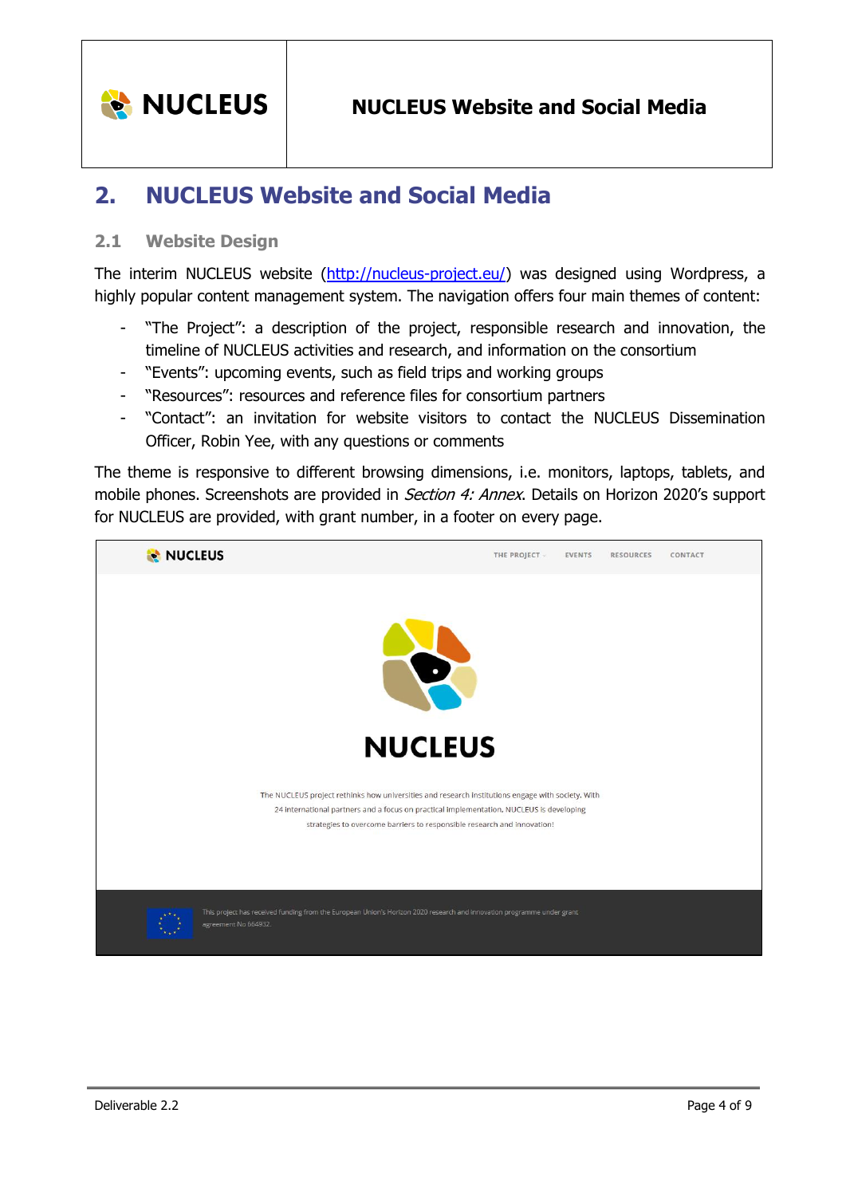# 2. NUCLEUS Website and Social Media

## 2.1 Website Design

The interim NUCLEUS website (http://nucleus-project.eu/) was designed using Wordpress, a highly popular content management system. The navigation offers four main themes of content:

- "The Project": a description of the project, responsible research and innovation, the timeline of NUCLEUS activities and research, and information on the consortium
- "Events": upcoming events, such as field trips and working groups
- "Resources": resources and reference files for consortium partners
- "Contact": an invitation for website visitors to contact the NUCLEUS Dissemination Officer, Robin Yee, with any questions or comments

The theme is responsive to different browsing dimensions, i.e. monitors, laptops, tablets, and mobile phones. Screenshots are provided in *Section 4: Annex*. Details on Horizon 2020's support for NUCLEUS are provided, with grant number, in a footer on every page.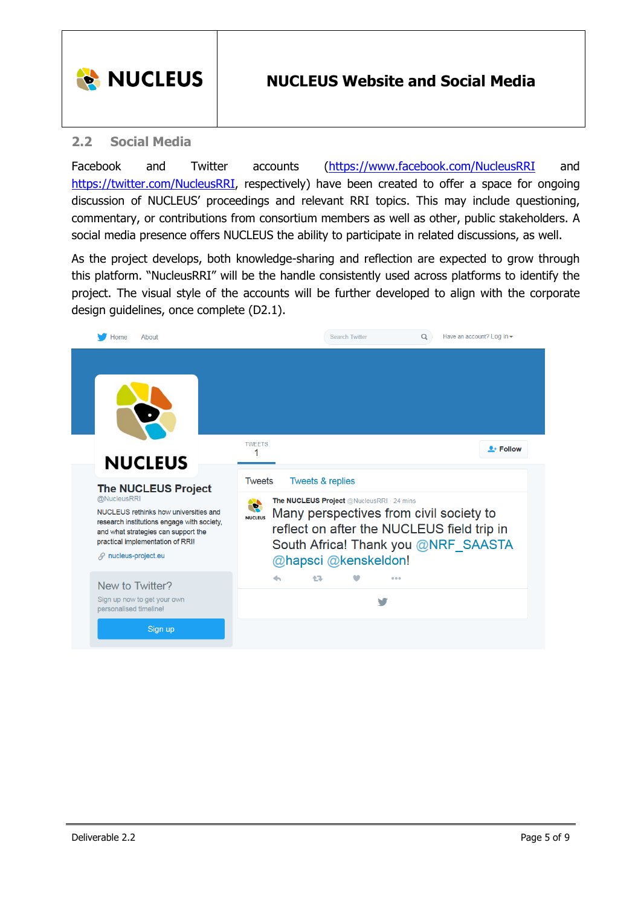## 2.2 Social Media

Facebook and Twitter accounts (https://www.facebook.com/NucleusRRI and https://twitter.com/NucleusRRI, respectively) have been created to offer a space for ongoing discussion of NUCLEUS' proceedings and relevant RRI topics. This may include questioning, commentary, or contributions from consortium members as well as other, public stakeholders. A social media presence offers NUCLEUS the ability to participate in related discussions, as well.

As the project develops, both knowledge-sharing and reflection are expected to grow through this platform. "NucleusRRI" will be the handle consistently used across platforms to identify the project. The visual style of the accounts will be further developed to align with the corporate design guidelines, once complete (D2.1).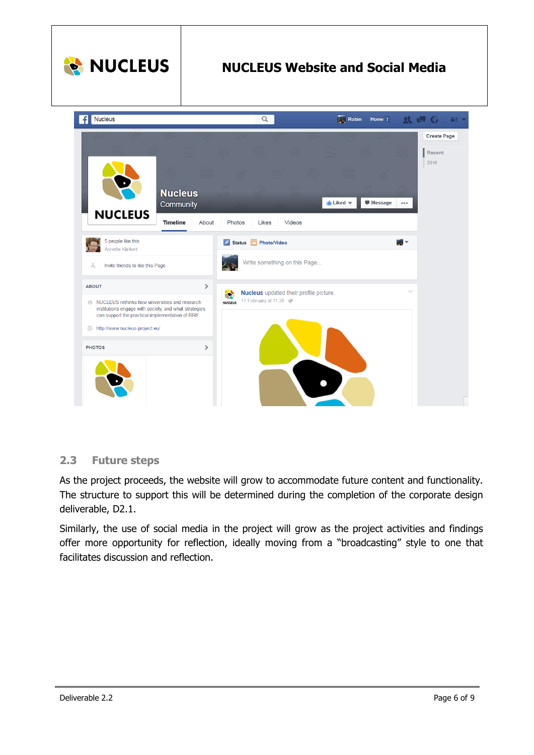## 2.3 Future steps

As the project proceeds, the website will grow to accommodate future content and functionality. The structure to support this will be determined during the completion of the corporate design deliverable, D2.1.

Similarly, the use of social media in the project will grow as the project activities and findings offer more opportunity for reflection, ideally moving from a "broadcasting" style to one that facilitates discussion and reflection.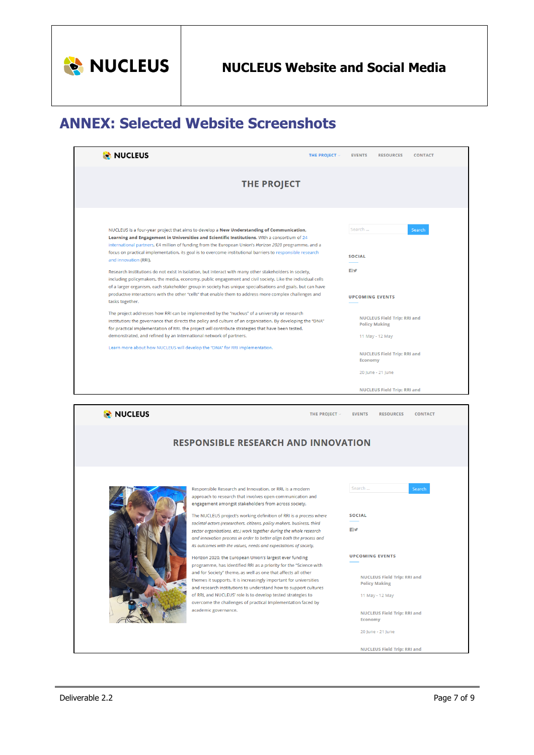# ANNEX: Selected Website Screenshots

NUCLEUS

THE PROJECT | EVENTS | RESOURCES | CONTACT

## THE PROJECT

NUCLEUS is a four-year project that aims to develop a **New Understanding of Communication, Learning and Engagement in Universities and Scientific Institutions**. With a consortium of 24 international partners, €4 million of funding from the European Union's *Horizon 2020* programme, and a focus on practical implementation, its goal is to overcome institutional barriers to responsible research and innovation (RRI).

Research institutions do not exist in isolation, but interact with many other stakeholders in society, including policymakers, the media, economy, public engagement and civil society. Like the individual cells of a larger organism, each stakeholder group in society has unique specialisations and goals, but can have productive interactions with the other "cells" that enable them to address more complex challenges and tasks together.

The project addresses how RRI can be implemented by the "nucleus" of a university or research institution: the governance that directs the policy and culture of an organisation. By developing the "DNA" for practical implementation of RRI, the project will contribute strategies that have been tested, demonstrated, and refined by an international network of partners.

Learn more about how NUCLEUS will develop the "DNA" for RRI implementation.

Search ... | Search

SOCIAL

UPCOMING EVENTS

NUCLEUS Field Trip: RRI and Policy Making

11 May - 12 May

NUCLEUS Field Trip: RRI and Economy

20 June - 21 June

NUCLEUS Field Trip: RRI and

---

NUCLEUS

THE PROJECT | EVENTS | RESOURCES | CONTACT

## RESPONSIBLE RESEARCH AND INNOVATION

Responsible Research and Innovation, or RRI, is a modern approach to research that involves open communication and engagement amongst stakeholders from across society.

The NUCLEUS project's working definition of RRI is *a process where societal actors (researchers, citizens, policy makers, business, third sector organisations, etc.) work together during the whole research and innovation process in order to better align both the process and its outcomes with the values, needs and expectations of society.*

Horizon 2020, the European Union's largest ever funding programme, has identified RRI as a priority for the "Science with and for Society" theme, as well as one that affects all other themes it supports. It is increasingly important for universities and research institutions to understand how to support cultures of RRI, and NUCLEUS' role is to develop tested strategies to overcome the challenges of practical implementation faced by academic governance.

Search ... | Search

SOCIAL

UPCOMING EVENTS

NUCLEUS Field Trip: RRI and Policy Making

11 May - 12 May

NUCLEUS Field Trip: RRI and Economy

20 June - 21 June

NUCLEUS Field Trip: RRI and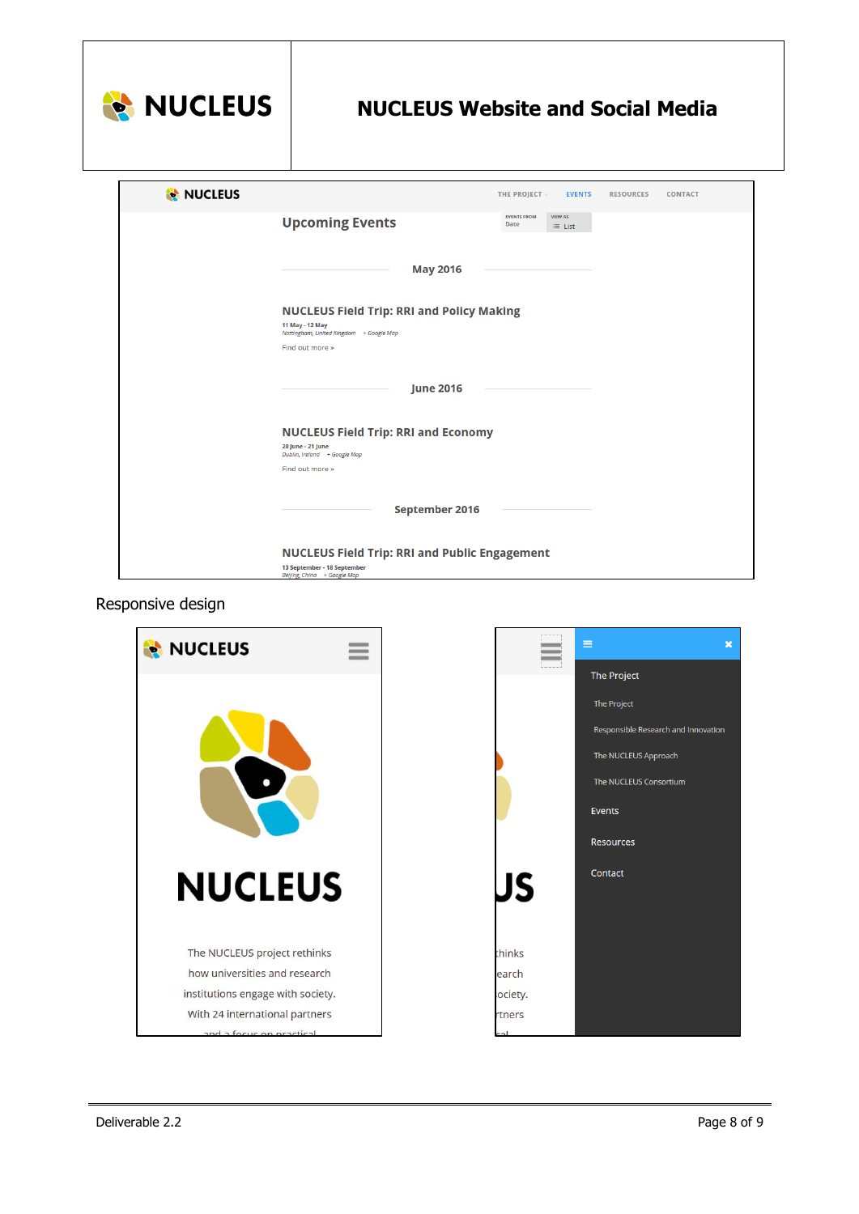**Upcoming Events**

EVENTS FROM Date | VIEW AS List

**May 2016**

**NUCLEUS Field Trip: RRI and Policy Making**

11 May - 12 May
Nottingham, United Kingdom + Google Map

Find out more »

**June 2016**

**NUCLEUS Field Trip: RRI and Economy**

20 June - 21 June
Dublin, Ireland + Google Map

Find out more »

**September 2016**

**NUCLEUS Field Trip: RRI and Public Engagement**

13 September - 18 September
Beijing, China + Google Map

Responsive design

NUCLEUS

The NUCLEUS project rethinks how universities and research institutions engage with society. With 24 international partners and a focus on practical

The Project
- The Project
- Responsible Research and Innovation
- The NUCLEUS Approach
- The NUCLEUS Consortium

Events

Resources

Contact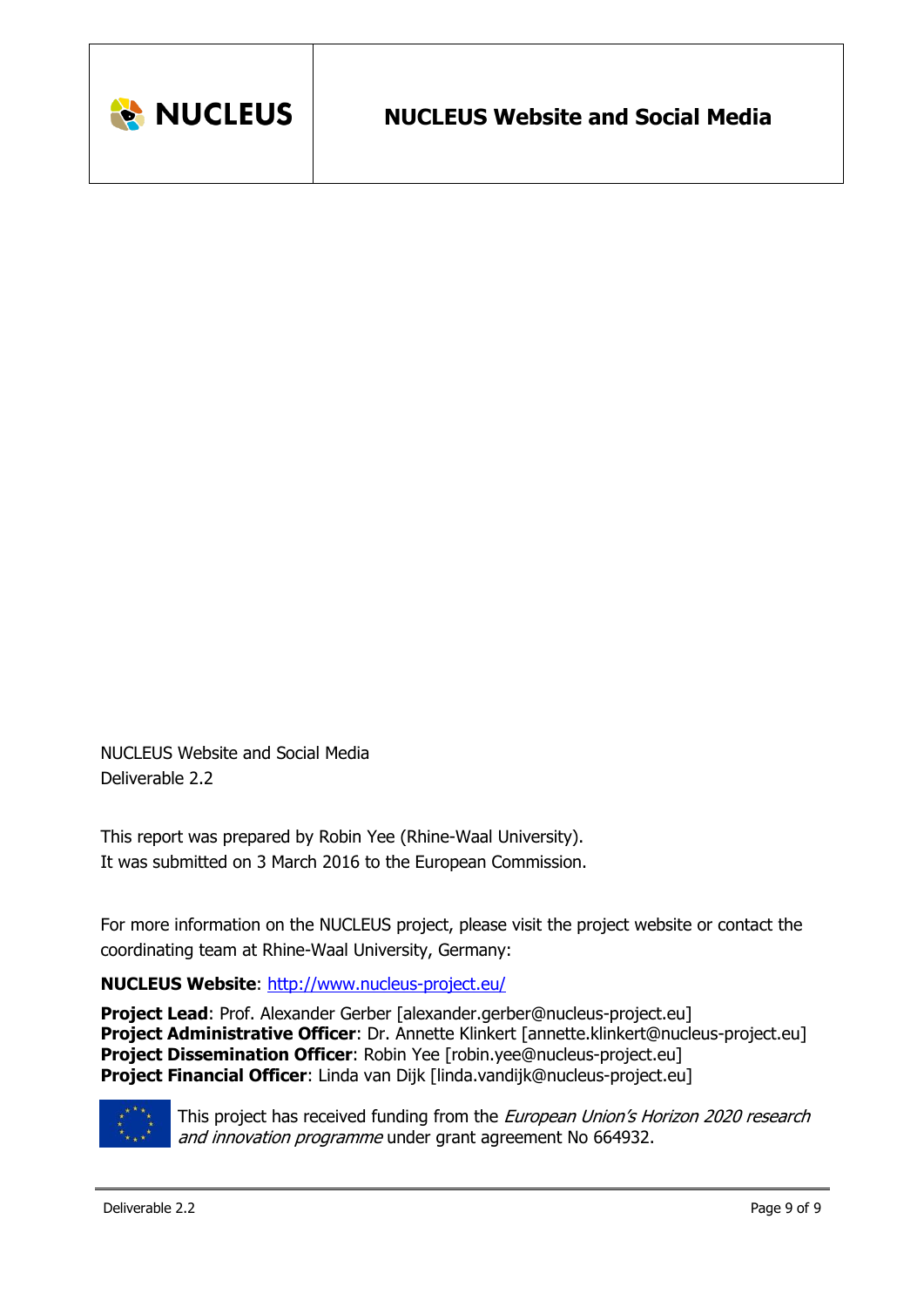NUCLEUS Website and Social Media
Deliverable 2.2

This report was prepared by Robin Yee (Rhine-Waal University).
It was submitted on 3 March 2016 to the European Commission.

For more information on the NUCLEUS project, please visit the project website or contact the coordinating team at Rhine-Waal University, Germany:

**NUCLEUS Website**: http://www.nucleus-project.eu/

**Project Lead**: Prof. Alexander Gerber [alexander.gerber@nucleus-project.eu]
**Project Administrative Officer**: Dr. Annette Klinkert [annette.klinkert@nucleus-project.eu]
**Project Dissemination Officer**: Robin Yee [robin.yee@nucleus-project.eu]
**Project Financial Officer**: Linda van Dijk [linda.vandijk@nucleus-project.eu]

This project has received funding from the *European Union's Horizon 2020 research and innovation programme* under grant agreement No 664932.